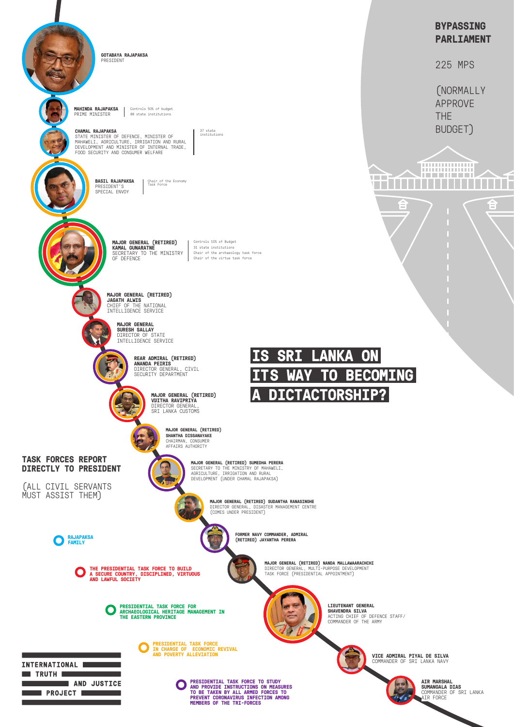# IS SRI LANKA ON ITS WAY TO BECOMING A DICTACTORSHIP?

**GOTABAYA RAJAPAKSA**
PRESIDENT

**MAHINDA RAJAPAKSA**
PRIME MINISTER
Controls 50% of budget
88 state institutions

**CHAMAL RAJAPAKSA**
STATE MINISTER OF DEFENCE, MINISTER OF MAHAWELI, AGRICULTURE, IRRIGATION AND RURAL DEVELOPMENT AND MINISTER OF INTERNAL TRADE, FOOD SECURITY AND CONSUMER WELFARE
37 state institutions

**BASIL RAJAPAKSA**
PRESIDENT'S SPECIAL ENVOY
Chair of the Economy Task Force

**MAJOR GENERAL (RETIRED) KAMAL GUNARATNE**
SECRETARY TO THE MINISTRY OF DEFENCE
Controls 10% of Budget
31 state institutions
Chair of the archaeology task force
Chair of the virtue task force

**MAJOR GENERAL (RETIRED) JAGATH ALWIS**
CHIEF OF THE NATIONAL INTELLIGENCE SERVICE

**MAJOR GENERAL SURESH SALLAY**
DIRECTOR OF STATE INTELLIGENCE SERVICE

**REAR ADMIRAL (RETIRED) ANANDA PEIRIS**
DIRECTOR GENERAL, CIVIL SECURITY DEPARTMENT

**MAJOR GENERAL (RETIRED) VIJITHA RAVIPRIYA**
DIRECTOR GENERAL, SRI LANKA CUSTOMS

**MAJOR GENERAL (RETIRED) SHANTHA DISSANAYAKE**
CHAIRMAN, CONSUMER AFFAIRS AUTHORITY

**MAJOR GENERAL (RETIRED) SUMEDHA PERERA**
SECRETARY TO THE MINISTRY OF MAHAWELI, AGRICULTURE, IRRIGATION AND RURAL DEVELOPMENT (UNDER CHAMAL RAJAPAKSA)

**MAJOR GENERAL (RETIRED) SUDANTHA RANASINGHE**
DIRECTOR GENERAL, DISASTER MANAGEMENT CENTRE (COMES UNDER PRESIDENT)

**FORMER NAVY COMMANDER, ADMIRAL (RETIRED) JAYANTHA PERERA**

**MAJOR GENERAL (RETIRED) NANDA MALLAWAARACHCHI**
DIRECTOR GENERAL, MULTI-PURPOSE DEVELOPMENT TASK FORCE (PRESIDENTIAL APPOINTMENT)

**LIEUTENANT GENERAL SHAVENDRA SILVA**
ACTING CHIEF OF DEFENCE STAFF/ COMMANDER OF THE ARMY

**VICE ADMIRAL PIYAL DE SILVA**
COMMANDER OF SRI LANKA NAVY

**AIR MARSHAL SUMANGALA DIAS**
COMMANDER OF SRI LANKA AIR FORCE

## BYPASSING PARLIAMENT

225 MPS

(NORMALLY APPROVE THE BUDGET)

## TASK FORCES REPORT DIRECTLY TO PRESIDENT

(ALL CIVIL SERVANTS MUST ASSIST THEM)

- RAJAPAKSA FAMILY
- THE PRESIDENTIAL TASK FORCE TO BUILD A SECURE COUNTRY, DISCIPLINED, VIRTUOUS AND LAWFUL SOCIETY
- PRESIDENTIAL TASK FORCE FOR ARCHAEOLOGICAL HERITAGE MANAGEMENT IN THE EASTERN PROVINCE
- PRESIDENTIAL TASK FORCE IN CHARGE OF ECONOMIC REVIVAL AND POVERTY ALLEVIATION
- PRESIDENTIAL TASK FORCE TO STUDY AND PROVIDE INSTRUCTIONS ON MEASURES TO BE TAKEN BY ALL ARMED FORCES TO PREVENT CORONAVIRUS INFECTION AMONG MEMBERS OF THE TRI-FORCES

INTERNATIONAL TRUTH AND JUSTICE PROJECT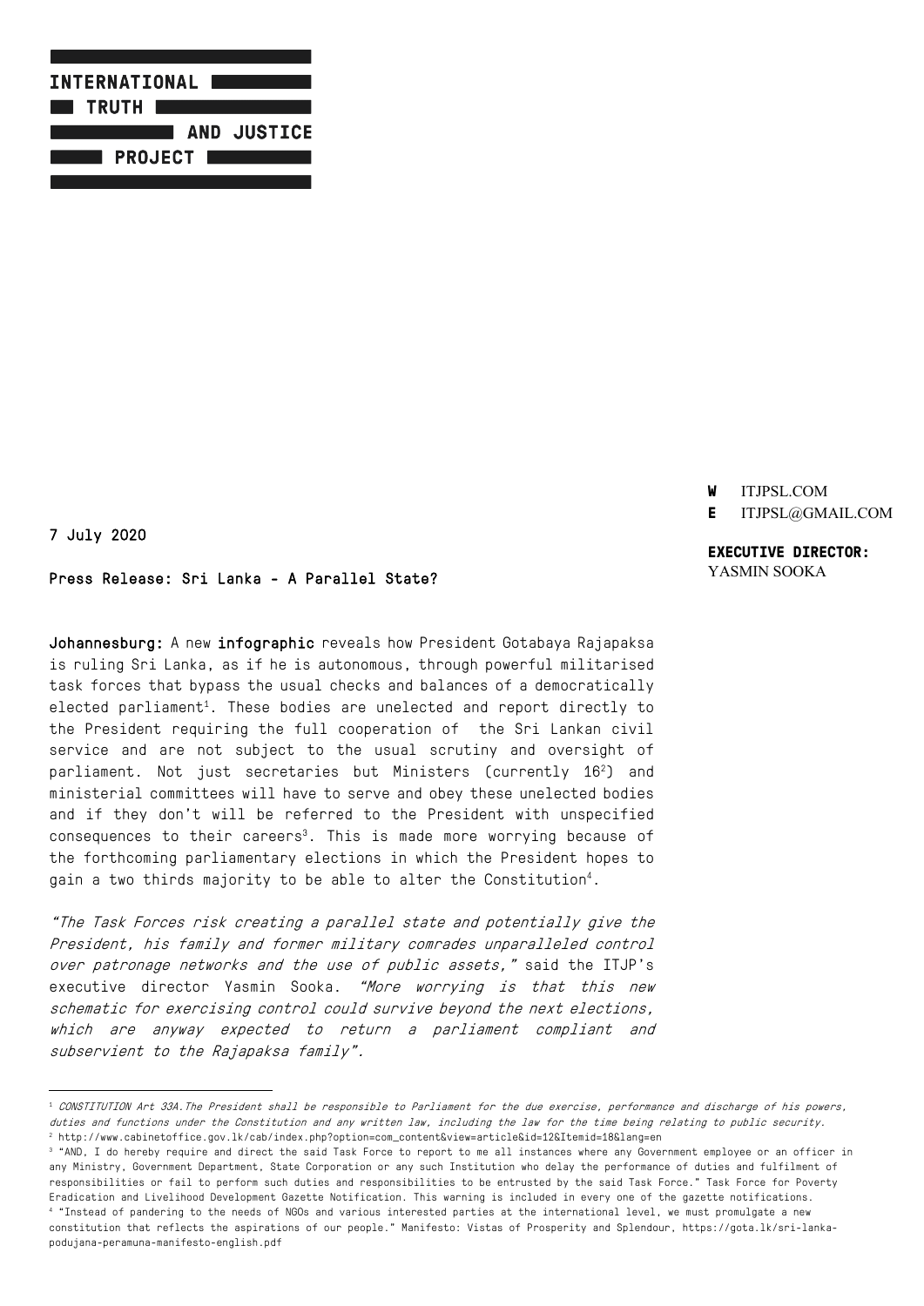# INTERNATIONAL TRUTH AND JUSTICE PROJECT

**W** ITJPSL.COM
**E** ITJPSL@GMAIL.COM

**EXECUTIVE DIRECTOR:**
YASMIN SOOKA

7 July 2020

**Press Release: Sri Lanka - A Parallel State?**

**Johannesburg:** A new **infographic** reveals how President Gotabaya Rajapaksa is ruling Sri Lanka, as if he is autonomous, through powerful militarised task forces that bypass the usual checks and balances of a democratically elected parliament[1]. These bodies are unelected and report directly to the President requiring the full cooperation of the Sri Lankan civil service and are not subject to the usual scrutiny and oversight of parliament. Not just secretaries but Ministers (currently 16[2]) and ministerial committees will have to serve and obey these unelected bodies and if they don't will be referred to the President with unspecified consequences to their careers[3]. This is made more worrying because of the forthcoming parliamentary elections in which the President hopes to gain a two thirds majority to be able to alter the Constitution[4].

*"The Task Forces risk creating a parallel state and potentially give the President, his family and former military comrades unparalleled control over patronage networks and the use of public assets,"* said the ITJP's executive director Yasmin Sooka. *"More worrying is that this new schematic for exercising control could survive beyond the next elections, which are anyway expected to return a parliament compliant and subservient to the Rajapaksa family".*

---

[1] *CONSTITUTION Art 33A.The President shall be responsible to Parliament for the due exercise, performance and discharge of his powers, duties and functions under the Constitution and any written law, including the law for the time being relating to public security.*

[2] http://www.cabinetoffice.gov.lk/cab/index.php?option=com_content&view=article&id=12&Itemid=18&lang=en

[3] "AND, I do hereby require and direct the said Task Force to report to me all instances where any Government employee or an officer in any Ministry, Government Department, State Corporation or any such Institution who delay the performance of duties and fulfilment of responsibilities or fail to perform such duties and responsibilities to be entrusted by the said Task Force." Task Force for Poverty Eradication and Livelihood Development Gazette Notification. This warning is included in every one of the gazette notifications.

[4] "Instead of pandering to the needs of NGOs and various interested parties at the international level, we must promulgate a new constitution that reflects the aspirations of our people." Manifesto: Vistas of Prosperity and Splendour, https://gota.lk/sri-lanka-podujana-peramuna-manifesto-english.pdf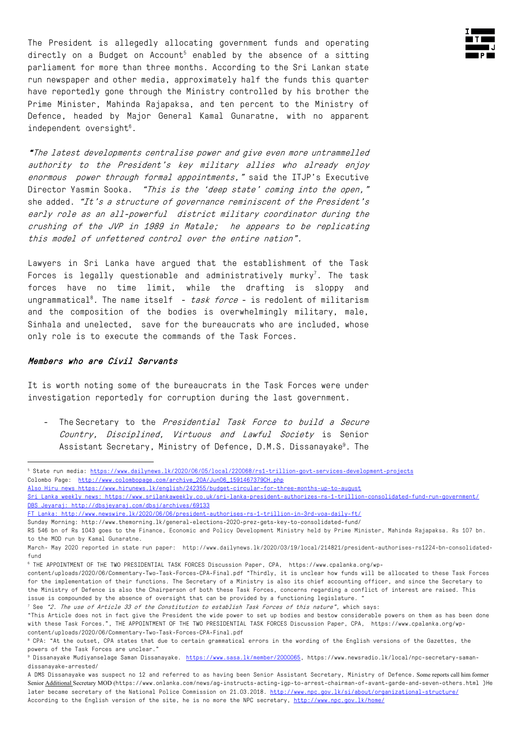The President is allegedly allocating government funds and operating directly on a Budget on Account[5] enabled by the absence of a sitting parliament for more than three months. According to the Sri Lankan state run newspaper and other media, approximately half the funds this quarter have reportedly gone through the Ministry controlled by his brother the Prime Minister, Mahinda Rajapaksa, and ten percent to the Ministry of Defence, headed by Major General Kamal Gunaratne, with no apparent independent oversight[6].

*"The latest developments centralise power and give even more untrammelled authority to the President's key military allies who already enjoy enormous power through formal appointments,"* said the ITJP's Executive Director Yasmin Sooka. *"This is the 'deep state' coming into the open,"* she added. *"It's a structure of governance reminiscent of the President's early role as an all-powerful district military coordinator during the crushing of the JVP in 1989 in Matale; he appears to be replicating this model of unfettered control over the entire nation".*

Lawyers in Sri Lanka have argued that the establishment of the Task Forces is legally questionable and administratively murky[7]. The task forces have no time limit, while the drafting is sloppy and ungrammatical[8]. The name itself - *task force* - is redolent of militarism and the composition of the bodies is overwhelmingly military, male, Sinhala and unelected, save for the bureaucrats who are included, whose only role is to execute the commands of the Task Forces.

#### *Members who are Civil Servants*

It is worth noting some of the bureaucrats in the Task Forces were under investigation reportedly for corruption during the last government.

- The Secretary to the *Presidential Task Force to build a Secure Country, Disciplined, Virtuous and Lawful Society* is Senior Assistant Secretary, Ministry of Defence, D.M.S. Dissanayake[9]. The

---

[5] State run media: https://www.dailynews.lk/2020/06/05/local/220068/rs1-trillion-govt-services-development-projects
Colombo Page: http://www.colombopage.com/archive_20A/Jun06_1591467379CH.php
Also Hiru news https://www.hirunews.lk/english/242355/budget-circular-for-three-months-up-to-august
Sri Lanka weekly news: https://www.srilankaweekly.co.uk/sri-lanka-president-authorizes-rs-1-trillion-consolidated-fund-run-government/
DBS Jeyaraj: http://dbsjeyaraj.com/dbsj/archives/69133
FT Lanka: http://www.newswire.lk/2020/06/06/president-authorises-rs-1-trillion-in-3rd-voa-daily-ft/
Sunday Morning: http://www.themorning.lk/general-elections-2020-prez-gets-key-to-consolidated-fund/
RS 546 bn of Rs 1043 goes to the Finance, Economic and Policy Development Ministry held by Prime Minister, Mahinda Rajapaksa. Rs 107 bn. to the MOD run by Kamal Gunaratne.
March- May 2020 reported in state run paper: http://www.dailynews.lk/2020/03/19/local/214821/president-authorises-rs1224-bn-consolidated-fund

[6] THE APPOINTMENT OF THE TWO PRESIDENTIAL TASK FORCES Discussion Paper, CPA, https://www.cpalanka.org/wp-content/uploads/2020/06/Commentary-Two-Task-Forces-CPA-Final.pdf "Thirdly, it is unclear how funds will be allocated to these Task Forces for the implementation of their functions. The Secretary of a Ministry is also its chief accounting officer, and since the Secretary to the Ministry of Defence is also the Chairperson of both these Task Forces, concerns regarding a conflict of interest are raised. This issue is compounded by the absence of oversight that can be provided by a functioning legislature. "

[7] See *"2. The use of Article 33 of the Constitution to establish Task Forces of this nature"*, which says:
"This Article does not in fact give the President the wide power to set up bodies and bestow considerable powers on them as has been done with these Task Forces.", THE APPOINTMENT OF THE TWO PRESIDENTIAL TASK FORCES Discussion Paper, CPA, https://www.cpalanka.org/wp-content/uploads/2020/06/Commentary-Two-Task-Forces-CPA-Final.pdf

[8] CPA: "At the outset, CPA states that due to certain grammatical errors in the wording of the English versions of the Gazettes, the powers of the Task Forces are unclear."

[9] Dissanayake Mudiyanselage Saman Dissanayake. https://www.sasa.lk/member/2000065, https://www.newsradio.lk/local/npc-secretary-saman-dissanayake-arrested/
A DMS Dissanayake was suspect no 12 and referred to as having been Senior Assistant Secretary, Ministry of Defence. Some reports call him former Senior Additional Secretary MOD (https://www.onlanka.com/news/ag-instructs-acting-igp-to-arrest-chairman-of-avant-garde-and-seven-others.html )He later became secretary of the National Police Commission on 21.03.2018. http://www.npc.gov.lk/si/about/organizational-structure/
According to the English version of the site, he is no more the NPC secretary, http://www.npc.gov.lk/home/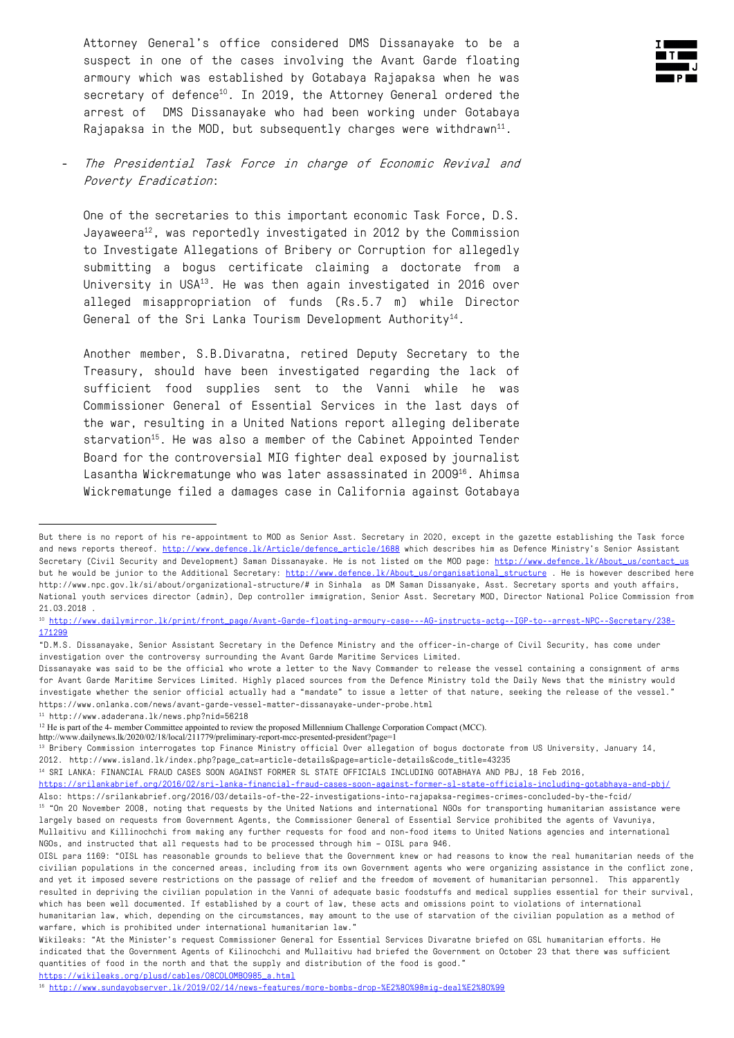Attorney General's office considered DMS Dissanayake to be a suspect in one of the cases involving the Avant Garde floating armoury which was established by Gotabaya Rajapaksa when he was secretary of defence[10]. In 2019, the Attorney General ordered the arrest of DMS Dissanayake who had been working under Gotabaya Rajapaksa in the MOD, but subsequently charges were withdrawn[11].

- *The Presidential Task Force in charge of Economic Revival and Poverty Eradication*:

  One of the secretaries to this important economic Task Force, D.S. Jayaweera[12], was reportedly investigated in 2012 by the Commission to Investigate Allegations of Bribery or Corruption for allegedly submitting a bogus certificate claiming a doctorate from a University in USA[13]. He was then again investigated in 2016 over alleged misappropriation of funds (Rs.5.7 m) while Director General of the Sri Lanka Tourism Development Authority[14].

  Another member, S.B.Divaratna, retired Deputy Secretary to the Treasury, should have been investigated regarding the lack of sufficient food supplies sent to the Vanni while he was Commissioner General of Essential Services in the last days of the war, resulting in a United Nations report alleging deliberate starvation[15]. He was also a member of the Cabinet Appointed Tender Board for the controversial MIG fighter deal exposed by journalist Lasantha Wickrematunge who was later assassinated in 2009[16]. Ahimsa Wickrematunge filed a damages case in California against Gotabaya

---

But there is no report of his re-appointment to MOD as Senior Asst. Secretary in 2020, except in the gazette establishing the Task force and news reports thereof. http://www.defence.lk/Article/defence_article/1688 which describes him as Defence Ministry's Senior Assistant Secretary (Civil Security and Development) Saman Dissanayake. He is not listed on the MOD page: http://www.defence.lk/About_us/contact_us but he would be junior to the Additional Secretary: http://www.defence.lk/About_us/organisational_structure . He is however described here http://www.npc.gov.lk/si/about/organizational-structure/# in Sinhala as DM Saman Dissanayake, Asst. Secretary sports and youth affairs, National youth services director (admin), Dep controller immigration, Senior Asst. Secretary MOD, Director National Police Commission from 21.03.2018 .

[10] http://www.dailymirror.lk/print/front_page/Avant-Garde-floating-armoury-case---AG-instructs-actg--IGP-to--arrest-NPC--Secretary/238-171299

"D.M.S. Dissanayake, Senior Assistant Secretary in the Defence Ministry and the officer-in-charge of Civil Security, has come under investigation over the controversy surrounding the Avant Garde Maritime Services Limited.
Dissanayake was said to be the official who wrote a letter to the Navy Commander to release the vessel containing a consignment of arms for Avant Garde Maritime Services Limited. Highly placed sources from the Defence Ministry told the Daily News that the ministry would investigate whether the senior official actually had a "mandate" to issue a letter of that nature, seeking the release of the vessel." https://www.onlanka.com/news/avant-garde-vessel-matter-dissanayake-under-probe.html

[11] http://www.adaderana.lk/news.php?nid=56218

[12] He is part of the 4- member Committee appointed to review the proposed Millennium Challenge Corporation Compact (MCC). http://www.dailynews.lk/2020/02/18/local/211779/preliminary-report-mcc-presented-president?page=1

[13] Bribery Commission interrogates top Finance Ministry official Over allegation of bogus doctorate from US University, January 14, 2012. http://www.island.lk/index.php?page_cat=article-details&page=article-details&code_title=43235

[14] SRI LANKA: FINANCIAL FRAUD CASES SOON AGAINST FORMER SL STATE OFFICIALS INCLUDING GOTABHAYA AND PBJ, 18 Feb 2016, https://srilankabrief.org/2016/02/sri-lanka-financial-fraud-cases-soon-against-former-sl-state-officials-including-gotabhaya-and-pbj/
Also: https://srilankabrief.org/2016/03/details-of-the-22-investigations-into-rajapaksa-regimes-crimes-concluded-by-the-fcid/

[15] "On 20 November 2008, noting that requests by the United Nations and international NGOs for transporting humanitarian assistance were largely based on requests from Government Agents, the Commissioner General of Essential Service prohibited the agents of Vavuniya, Mullaitivu and Killinochchi from making any further requests for food and non-food items to United Nations agencies and international NGOs, and instructed that all requests had to be processed through him – OISL para 946.
OISL para 1169: "OISL has reasonable grounds to believe that the Government knew or had reasons to know the real humanitarian needs of the civilian populations in the concerned areas, including from its own Government agents who were organizing assistance in the conflict zone, and yet it imposed severe restrictions on the passage of relief and the freedom of movement of humanitarian personnel. This apparently resulted in depriving the civilian population in the Vanni of adequate basic foodstuffs and medical supplies essential for their survival, which has been well documented. If established by a court of law, these acts and omissions point to violations of international humanitarian law, which, depending on the circumstances, may amount to the use of starvation of the civilian population as a method of warfare, which is prohibited under international humanitarian law."
Wikileaks: "At the Minister's request Commissioner General for Essential Services Divaratne briefed on GSL humanitarian efforts. He indicated that the Government Agents of Kilinochchi and Mullaitivu had briefed the Government on October 23 that there was sufficient quantities of food in the north and that the supply and distribution of the food is good."
https://wikileaks.org/plusd/cables/08COLOMBO985_a.html

[16] http://www.sundayobserver.lk/2019/02/14/news-features/more-bombs-drop-%E2%80%98mig-deal%E2%80%99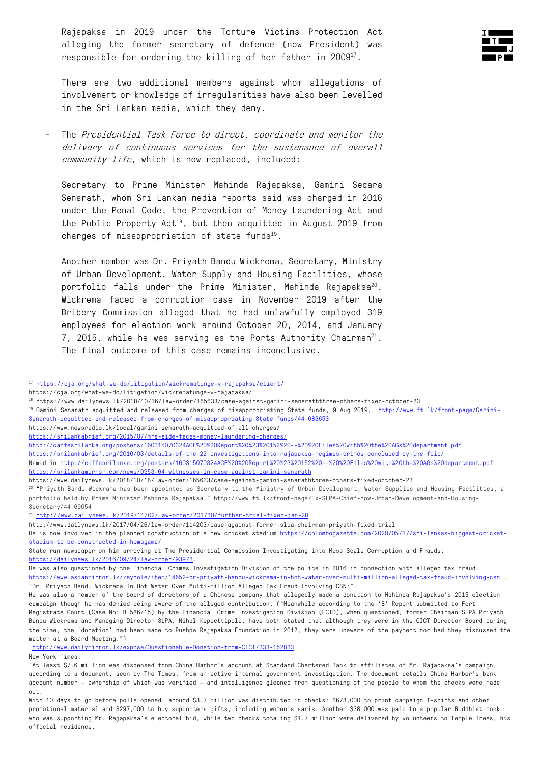Rajapaksa in 2019 under the Torture Victims Protection Act alleging the former secretary of defence (now President) was responsible for ordering the killing of her father in 2009[17].

There are two additional members against whom allegations of involvement or knowledge of irregularities have also been levelled in the Sri Lankan media, which they deny.

- The *Presidential Task Force to direct, coordinate and monitor the delivery of continuous services for the sustenance of overall community life,* which is now replaced, included:

  Secretary to Prime Minister Mahinda Rajapaksa, Gamini Sedara Senarath, whom Sri Lankan media reports said was charged in 2016 under the Penal Code, the Prevention of Money Laundering Act and the Public Property Act[18], but then acquitted in August 2019 from charges of misappropriation of state funds[19].

  Another member was Dr. Priyath Bandu Wickrema, Secretary, Ministry of Urban Development, Water Supply and Housing Facilities, whose portfolio falls under the Prime Minister, Mahinda Rajapaksa[20]. Wickrema faced a corruption case in November 2019 after the Bribery Commission alleged that he had unlawfully employed 319 employees for election work around October 20, 2014, and January 7, 2015, while he was serving as the Ports Authority Chairman[21]. The final outcome of this case remains inconclusive.

---

[17] https://cja.org/what-we-do/litigation/wickrematunge-v-rajapaksa/client/
https://cja.org/what-we-do/litigation/wickrematunge-v-rajapaksa/

[18] https://www.dailynews.lk/2018/10/16/law-order/165633/case-against-gamini-senaraththree-others-fixed-october-23

[19] Gamini Senarath acquitted and released from charges of misappropriating State funds, 9 Aug 2019, http://www.ft.lk/front-page/Gamini-Senarath-acquitted-and-released-from-charges-of-misappropriating-State-funds/44-683653
https://www.newsradio.lk/local/gamini-senarath-acquitted-of-all-charges/
https://srilankabrief.org/2015/07/mrs-aide-faces-money-laundering-charges/
http://caffesrilanka.org/posters/160315070324ACF%20%20Report%20%23%20152%20--%20%20Files%20with%20the%20AGs%20department.pdf
https://srilankabrief.org/2016/03/details-of-the-22-investigations-into-rajapaksa-regimes-crimes-concluded-by-the-fcid/
Named in http://caffesrilanka.org/posters/160315070324ACF%20%20Report%20%23%20152%20--%20%20Files%20with%20the%20AGs%20department.pdf
https://srilankamirror.com/news/9953-64-witnesses-in-case-against-gamini-senarath
https://www.dailynews.lk/2018/10/16/law-order/165633/case-against-gamini-senaraththree-others-fixed-october-23

[20] "Priyath Bandu Wickrama has been appointed as Secretary to the Ministry of Urban Development, Water Supplies and Housing Facilities, a portfolio held by Prime Minister Mahinda Rajapaksa." http://www.ft.lk/front-page/Ex-SLPA-Chief-now-Urban-Development-and-Housing-Secretary/44-69054

[21] http://www.dailynews.lk/2019/11/02/law-order/201730/further-trial-fixed-jan-28
http://www.dailynews.lk/2017/04/26/law-order/114203/case-against-former-slpa-chairman-priyath-fixed-trial
He is now involved in the planned construction of a new cricket stadium https://colombogazette.com/2020/05/17/sri-lankas-biggest-cricket-stadium-to-be-constructed-in-homagama/
State run newspaper on him arriving at The Presidential Commission Investigating into Mass Scale Corruption and Frauds: https://dailynews.lk/2016/09/24/law-order/93973.
He was also questioned by the Financial Crimes Investigation Division of the police in 2016 in connection with alleged tax fraud. https://www.asianmirror.lk/keyhole/item/14652-dr-priyath-bandu-wickrema-in-hot-water-over-multi-million-alleged-tax-fraud-involving-csn , "Dr. Priyath Bandu Wickrema In Hot Water Over Multi-million Alleged Tax Fraud Involving CSN:".
He was also a member of the board of directors of a Chinese company that allegedly made a donation to Mahinda Rajapaksa's 2015 election campaign though he has denied being aware of the alleged contribution. ("Meanwhile according to the 'B' Report submitted to Fort Magistrate Court (Case No: B 586/15) by the Financial Crime Investigation Division (FCID), when questioned, former Chairman SLPA Priyath Bandu Wickrema and Managing Director SLPA, Nihal Keppettipola, have both stated that although they were in the CICT Director Board during the time, the 'donation' had been made to Pushpa Rajapaksa Foundation in 2012, they were unaware of the payment nor had they discussed the matter at a Board Meeting.")
http://www.dailymirror.lk/expose/Questionable-Donation-from-CICT/333-152833
New York Times:
"At least $7.6 million was dispensed from China Harbor's account at Standard Chartered Bank to affiliates of Mr. Rajapaksa's campaign, according to a document, seen by The Times, from an active internal government investigation. The document details China Harbor's bank account number — ownership of which was verified — and intelligence gleaned from questioning of the people to whom the checks were made out.
With 10 days to go before polls opened, around $3.7 million was distributed in checks: $678,000 to print campaign T-shirts and other promotional material and $297,000 to buy supporters gifts, including women's saris. Another $38,000 was paid to a popular Buddhist monk who was supporting Mr. Rajapaksa's electoral bid, while two checks totaling $1.7 million were delivered by volunteers to Temple Trees, his official residence.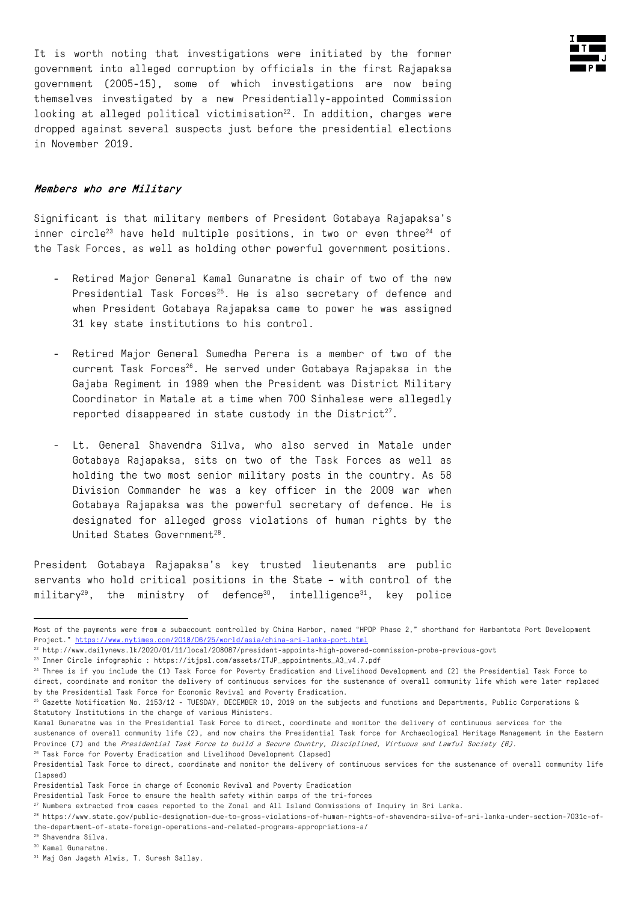It is worth noting that investigations were initiated by the former government into alleged corruption by officials in the first Rajapaksa government (2005-15), some of which investigations are now being themselves investigated by a new Presidentially-appointed Commission looking at alleged political victimisation[22]. In addition, charges were dropped against several suspects just before the presidential elections in November 2019.

#### *Members who are Military*

Significant is that military members of President Gotabaya Rajapaksa's inner circle[23] have held multiple positions, in two or even three[24] of the Task Forces, as well as holding other powerful government positions.

- Retired Major General Kamal Gunaratne is chair of two of the new Presidential Task Forces[25]. He is also secretary of defence and when President Gotabaya Rajapaksa came to power he was assigned 31 key state institutions to his control.

- Retired Major General Sumedha Perera is a member of two of the current Task Forces[26]. He served under Gotabaya Rajapaksa in the Gajaba Regiment in 1989 when the President was District Military Coordinator in Matale at a time when 700 Sinhalese were allegedly reported disappeared in state custody in the District[27].

- Lt. General Shavendra Silva, who also served in Matale under Gotabaya Rajapaksa, sits on two of the Task Forces as well as holding the two most senior military posts in the country. As 58 Division Commander he was a key officer in the 2009 war when Gotabaya Rajapaksa was the powerful secretary of defence. He is designated for alleged gross violations of human rights by the United States Government[28].

President Gotabaya Rajapaksa's key trusted lieutenants are public servants who hold critical positions in the State – with control of the military[29], the ministry of defence[30], intelligence[31], key police

---

Most of the payments were from a subaccount controlled by China Harbor, named "HPDP Phase 2," shorthand for Hambantota Port Development Project." https://www.nytimes.com/2018/06/25/world/asia/china-sri-lanka-port.html

[22] http://www.dailynews.lk/2020/01/11/local/208087/president-appoints-high-powered-commission-probe-previous-govt

[23] Inner Circle infographic : https://itjpsl.com/assets/ITJP_appointments_A3_v4.7.pdf

[24] Three is if you include the (1) Task Force for Poverty Eradication and Livelihood Development and (2) the Presidential Task Force to direct, coordinate and monitor the delivery of continuous services for the sustenance of overall community life which were later replaced by the Presidential Task Force for Economic Revival and Poverty Eradication.

[25] Gazette Notification No. 2153/12 - TUESDAY, DECEMBER 10, 2019 on the subjects and functions and Departments, Public Corporations & Statutory Institutions in the charge of various Ministers.

Kamal Gunaratne was in the Presidential Task Force to direct, coordinate and monitor the delivery of continuous services for the sustenance of overall community life (2), and now chairs the Presidential Task force for Archaeological Heritage Management in the Eastern Province (7) and the *Presidential Task Force to build a Secure Country, Disciplined, Virtuous and Lawful Society (6).*

[26] Task Force for Poverty Eradication and Livelihood Development (lapsed)

Presidential Task Force to direct, coordinate and monitor the delivery of continuous services for the sustenance of overall community life (lapsed)

Presidential Task Force in charge of Economic Revival and Poverty Eradication

Presidential Task Force to ensure the health safety within camps of the tri-forces

[27] Numbers extracted from cases reported to the Zonal and All Island Commissions of Inquiry in Sri Lanka.

[28] https://www.state.gov/public-designation-due-to-gross-violations-of-human-rights-of-shavendra-silva-of-sri-lanka-under-section-7031c-of-the-department-of-state-foreign-operations-and-related-programs-appropriations-a/

[29] Shavendra Silva.

[30] Kamal Gunaratne.

[31] Maj Gen Jagath Alwis, T. Suresh Sallay.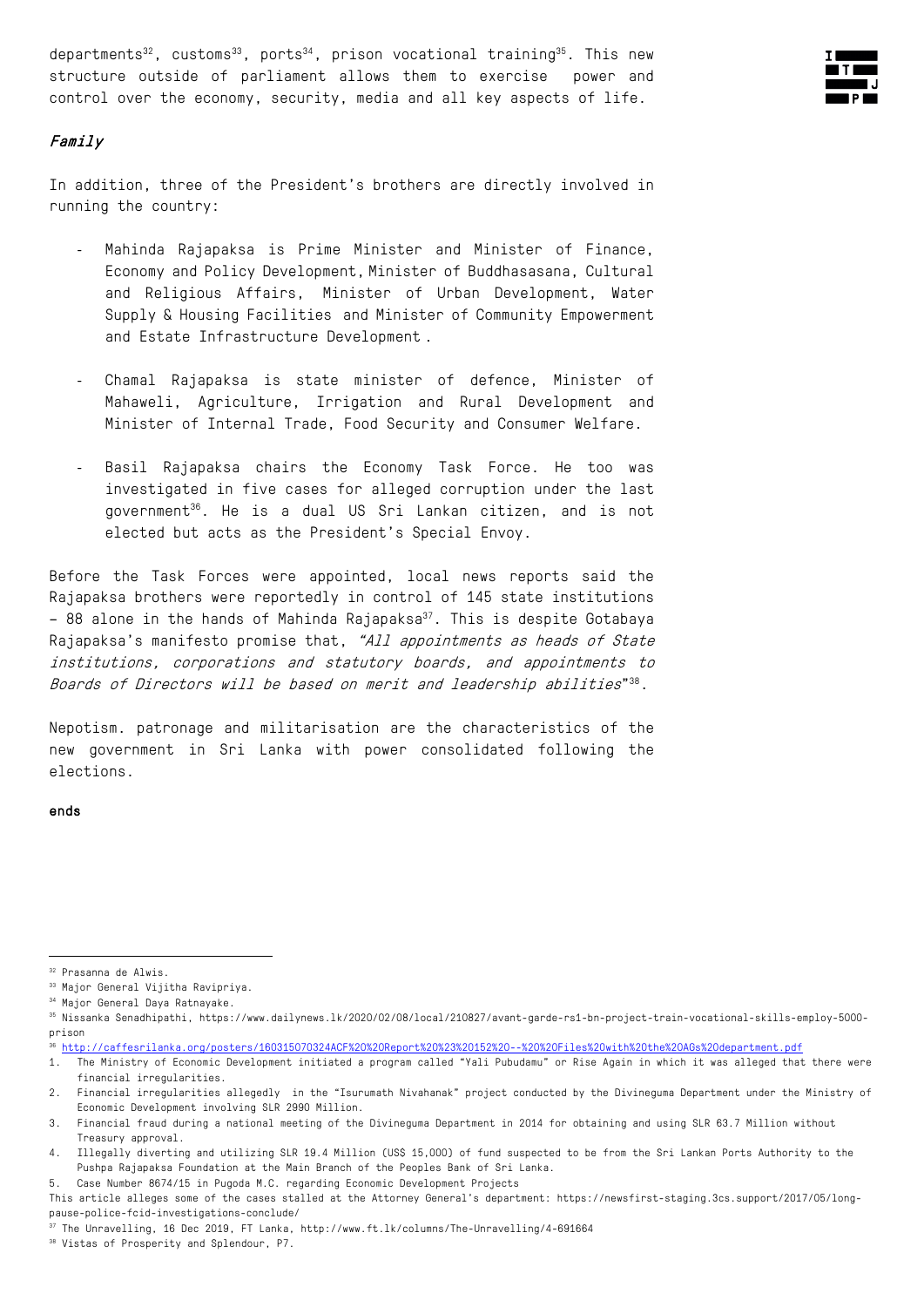departments[32], customs[33], ports[34], prison vocational training[35]. This new structure outside of parliament allows them to exercise power and control over the economy, security, media and all key aspects of life.

### *Family*

In addition, three of the President's brothers are directly involved in running the country:

- Mahinda Rajapaksa is Prime Minister and Minister of Finance, Economy and Policy Development, Minister of Buddhasasana, Cultural and Religious Affairs, Minister of Urban Development, Water Supply & Housing Facilities and Minister of Community Empowerment and Estate Infrastructure Development.

- Chamal Rajapaksa is state minister of defence, Minister of Mahaweli, Agriculture, Irrigation and Rural Development and Minister of Internal Trade, Food Security and Consumer Welfare.

- Basil Rajapaksa chairs the Economy Task Force. He too was investigated in five cases for alleged corruption under the last government[36]. He is a dual US Sri Lankan citizen, and is not elected but acts as the President's Special Envoy.

Before the Task Forces were appointed, local news reports said the Rajapaksa brothers were reportedly in control of 145 state institutions – 88 alone in the hands of Mahinda Rajapaksa[37]. This is despite Gotabaya Rajapaksa's manifesto promise that, *"All appointments as heads of State institutions, corporations and statutory boards, and appointments to Boards of Directors will be based on merit and leadership abilities"*[38].

Nepotism. patronage and militarisation are the characteristics of the new government in Sri Lanka with power consolidated following the elections.

**ends**

---

[32] Prasanna de Alwis.

[33] Major General Vijitha Ravipriya.

[34] Major General Daya Ratnayake.

[35] Nissanka Senadhipathi, https://www.dailynews.lk/2020/02/08/local/210827/avant-garde-rs1-bn-project-train-vocational-skills-employ-5000-prison

[36] http://caffesrilanka.org/posters/160315070324ACF%20%20Report%20%23%20152%20--%20%20Files%20with%20the%20AGs%20department.pdf

1. The Ministry of Economic Development initiated a program called "Yali Pubudamu" or Rise Again in which it was alleged that there were financial irregularities.
2. Financial irregularities allegedly in the "Isurumath Nivahanak" project conducted by the Divineguma Department under the Ministry of Economic Development involving SLR 2990 Million.
3. Financial fraud during a national meeting of the Divineguma Department in 2014 for obtaining and using SLR 63.7 Million without Treasury approval.
4. Illegally diverting and utilizing SLR 19.4 Million (US$ 15,000) of fund suspected to be from the Sri Lankan Ports Authority to the Pushpa Rajapaksa Foundation at the Main Branch of the Peoples Bank of Sri Lanka.
5. Case Number 8674/15 in Pugoda M.C. regarding Economic Development Projects

This article alleges some of the cases stalled at the Attorney General's department: https://newsfirst-staging.3cs.support/2017/05/long-pause-police-fcid-investigations-conclude/

[37] The Unravelling, 16 Dec 2019, FT Lanka, http://www.ft.lk/columns/The-Unravelling/4-691664

[38] Vistas of Prosperity and Splendour, P7.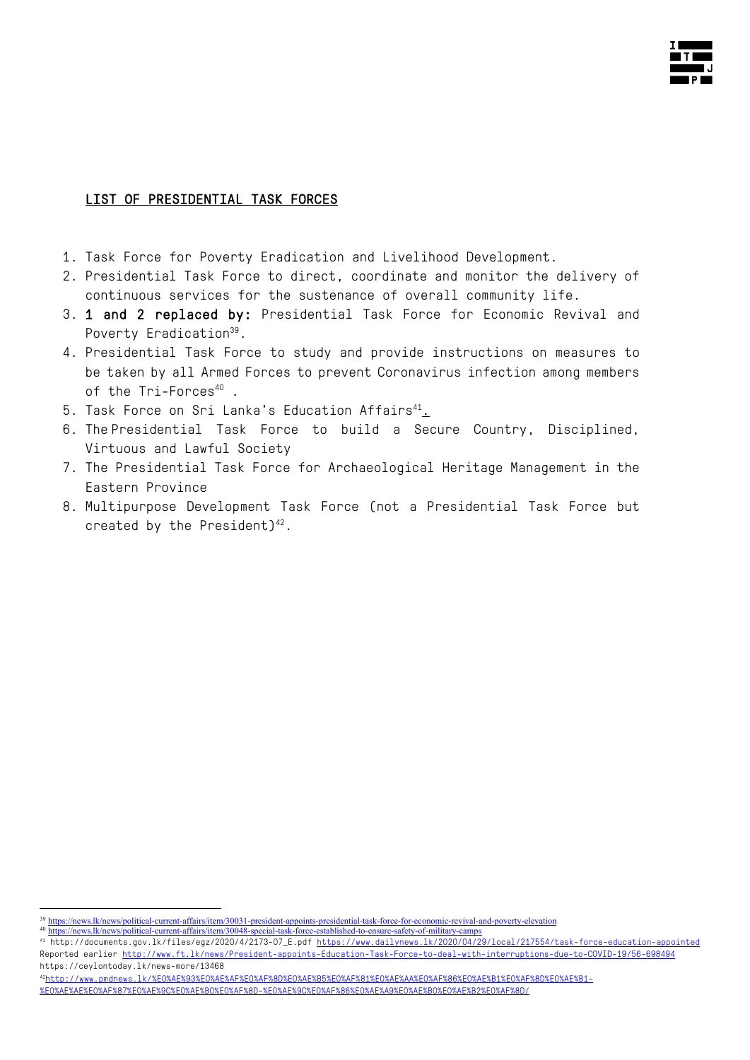## LIST OF PRESIDENTIAL TASK FORCES

1. Task Force for Poverty Eradication and Livelihood Development.
2. Presidential Task Force to direct, coordinate and monitor the delivery of continuous services for the sustenance of overall community life.
3. **1 and 2 replaced by:** Presidential Task Force for Economic Revival and Poverty Eradication[39].
4. Presidential Task Force to study and provide instructions on measures to be taken by all Armed Forces to prevent Coronavirus infection among members of the Tri-Forces[40] .
5. Task Force on Sri Lanka's Education Affairs[41].
6. The Presidential Task Force to build a Secure Country, Disciplined, Virtuous and Lawful Society
7. The Presidential Task Force for Archaeological Heritage Management in the Eastern Province
8. Multipurpose Development Task Force (not a Presidential Task Force but created by the President)[42].

---

[39] https://news.lk/news/political-current-affairs/item/30031-president-appoints-presidential-task-force-for-economic-revival-and-poverty-elevation

[40] https://news.lk/news/political-current-affairs/item/30048-special-task-force-established-to-ensure-safety-of-military-camps

[41] http://documents.gov.lk/files/egz/2020/4/2173-07_E.pdf https://www.dailynews.lk/2020/04/29/local/217554/task-force-education-appointed Reported earlier http://www.ft.lk/news/President-appoints-Education-Task-Force-to-deal-with-interruptions-due-to-COVID-19/56-698494 https://ceylontoday.lk/news-more/13468

[42] http://www.pmdnews.lk/%E0%AE%93%E0%AE%AF%E0%AF%8D%E0%AE%B5%E0%AF%81%E0%AE%AA%E0%AF%86%E0%AE%B1%E0%AF%8D%E0%AE%B1-%E0%AE%AE%E0%AF%87%E0%AE%9C%E0%AE%B0%E0%AF%8D-%E0%AE%9C%E0%AF%86%E0%AE%A9%E0%AE%B0%E0%AE%B2%E0%AF%8D/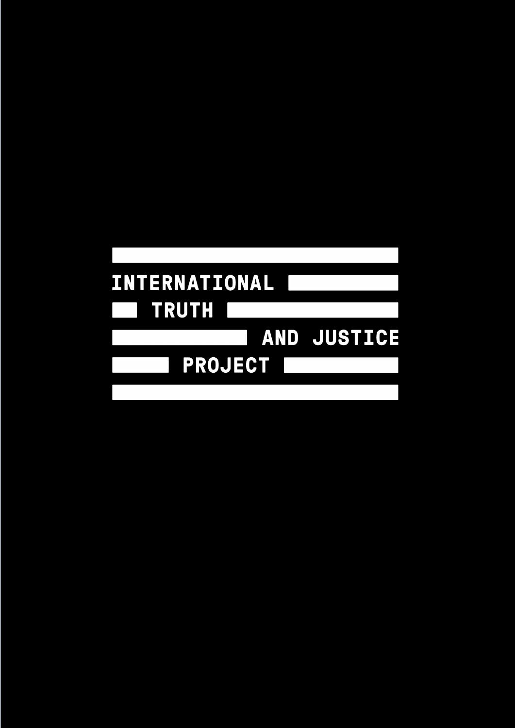INTERNATIONAL
TRUTH
AND JUSTICE
PROJECT